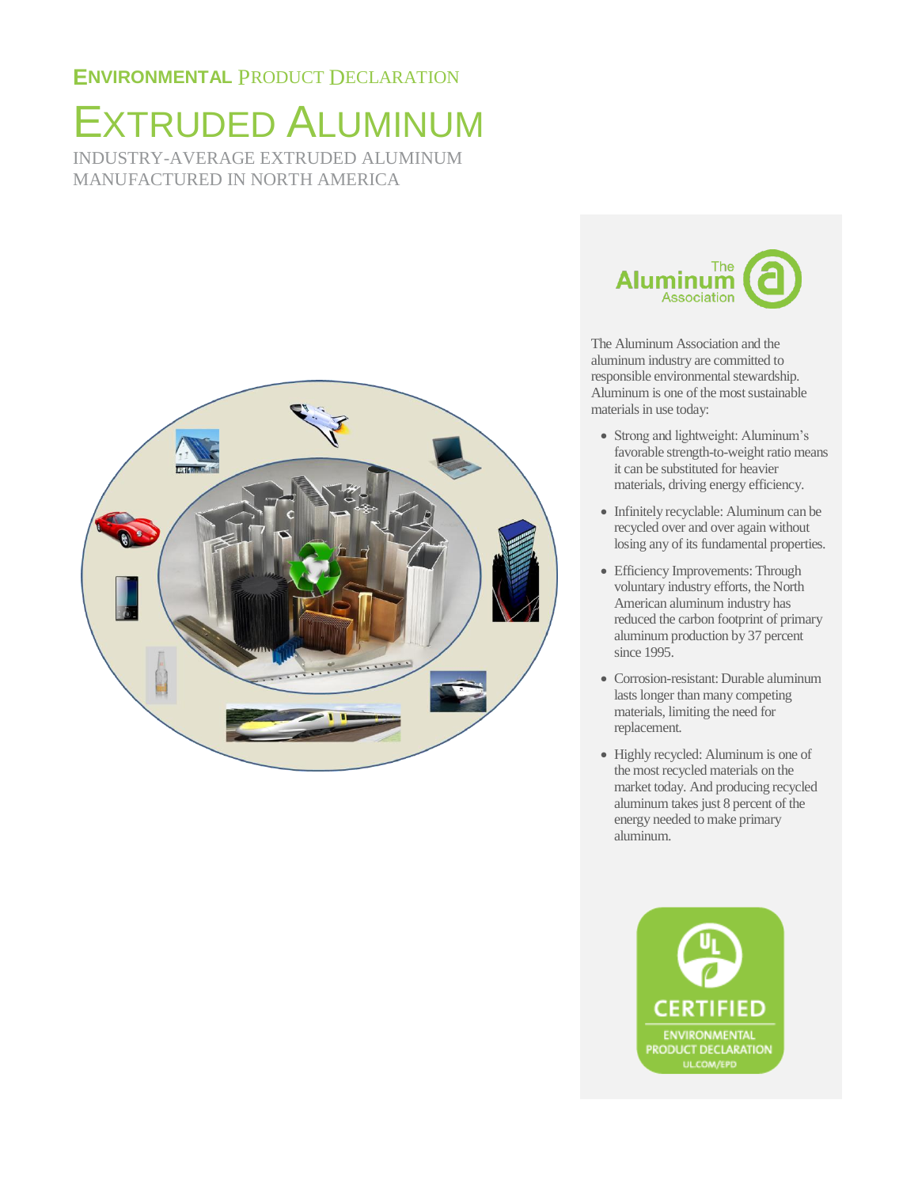ENVIRONMENTAL PRODUCT DECLARATION

# EXTRUDED ALUMINUM

INDUSTRY-AVERAGE EXTRUDED ALUMINUM MANUFACTURED IN NORTH AMERICA

The Aluminum Association

The Aluminum Association and the aluminum industry are committed to responsible environmental stewardship. Aluminum is one of the most sustainable materials in use today:

- Strong and lightweight: Aluminum's favorable strength-to-weight ratio means it can be substituted for heavier materials, driving energy efficiency.
- Infinitely recyclable: Aluminum can be recycled over and over again without losing any of its fundamental properties.
- Efficiency Improvements: Through voluntary industry efforts, the North American aluminum industry has reduced the carbon footprint of primary aluminum production by 37 percent since 1995.
- Corrosion-resistant: Durable aluminum lasts longer than many competing materials, limiting the need for replacement.
- Highly recycled: Aluminum is one of the most recycled materials on the market today. And producing recycled aluminum takes just 8 percent of the energy needed to make primary aluminum.

UL CERTIFIED ENVIRONMENTAL PRODUCT DECLARATION UL.COM/EPD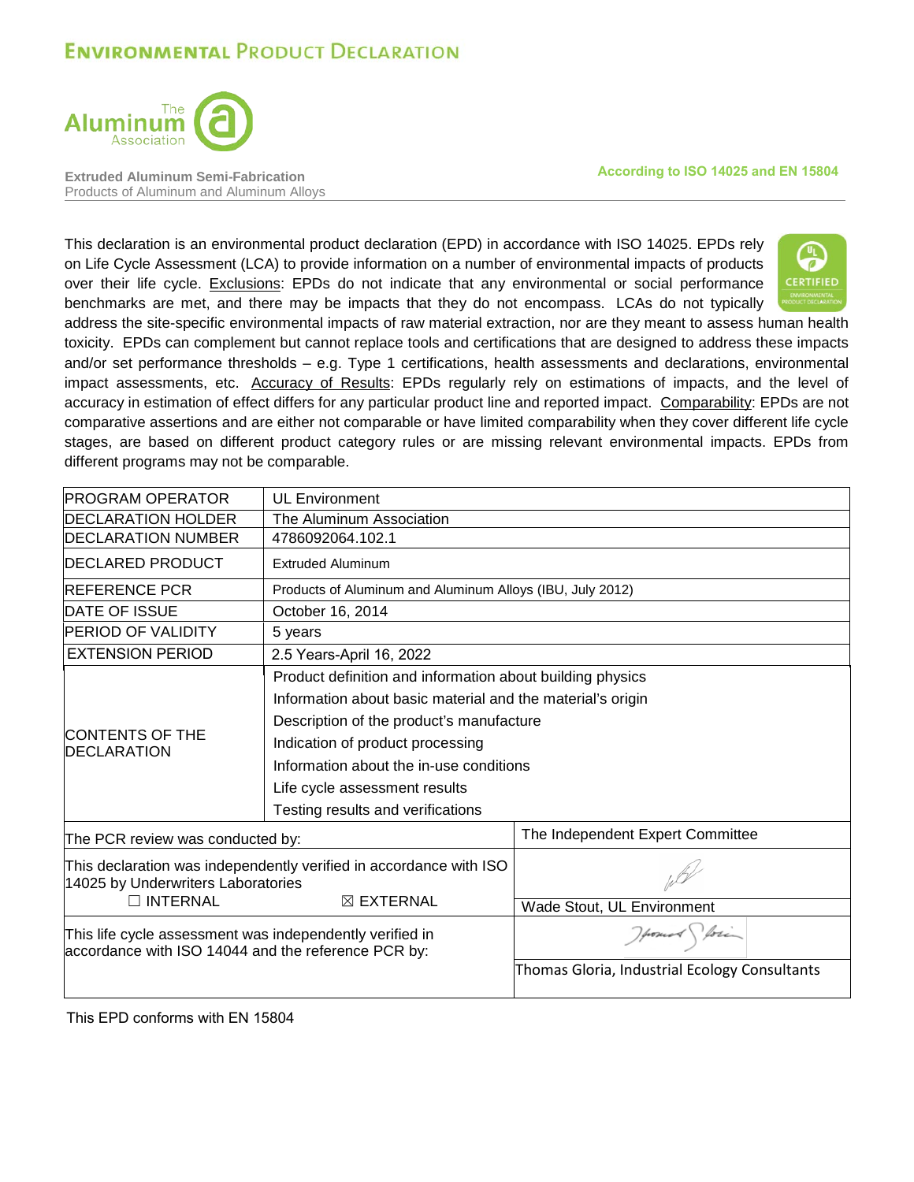# Environmental Product Declaration

**Extruded Aluminum Semi-Fabrication**
Products of Aluminum and Aluminum Alloys

**According to ISO 14025 and EN 15804**

This declaration is an environmental product declaration (EPD) in accordance with ISO 14025. EPDs rely on Life Cycle Assessment (LCA) to provide information on a number of environmental impacts of products over their life cycle. Exclusions: EPDs do not indicate that any environmental or social performance benchmarks are met, and there may be impacts that they do not encompass. LCAs do not typically address the site-specific environmental impacts of raw material extraction, nor are they meant to assess human health toxicity. EPDs can complement but cannot replace tools and certifications that are designed to address these impacts and/or set performance thresholds – e.g. Type 1 certifications, health assessments and declarations, environmental impact assessments, etc. Accuracy of Results: EPDs regularly rely on estimations of impacts, and the level of accuracy in estimation of effect differs for any particular product line and reported impact. Comparability: EPDs are not comparative assertions and are either not comparable or have limited comparability when they cover different life cycle stages, are based on different product category rules or are missing relevant environmental impacts. EPDs from different programs may not be comparable.

| | |
|---|---|
| PROGRAM OPERATOR | UL Environment |
| DECLARATION HOLDER | The Aluminum Association |
| DECLARATION NUMBER | 4786092064.102.1 |
| DECLARED PRODUCT | Extruded Aluminum |
| REFERENCE PCR | Products of Aluminum and Aluminum Alloys (IBU, July 2012) |
| DATE OF ISSUE | October 16, 2014 |
| PERIOD OF VALIDITY | 5 years |
| EXTENSION PERIOD | 2.5 Years-April 16, 2022 |
| CONTENTS OF THE DECLARATION | Product definition and information about building physics<br>Information about basic material and the material's origin<br>Description of the product's manufacture<br>Indication of product processing<br>Information about the in-use conditions<br>Life cycle assessment results<br>Testing results and verifications |

| | |
|---|---|
| The PCR review was conducted by: | The Independent Expert Committee |
| This declaration was independently verified in accordance with ISO 14025 by Underwriters Laboratories<br>☐ INTERNAL ☒ EXTERNAL | Wade Stout, UL Environment |
| This life cycle assessment was independently verified in accordance with ISO 14044 and the reference PCR by: | Thomas Gloria, Industrial Ecology Consultants |

This EPD conforms with EN 15804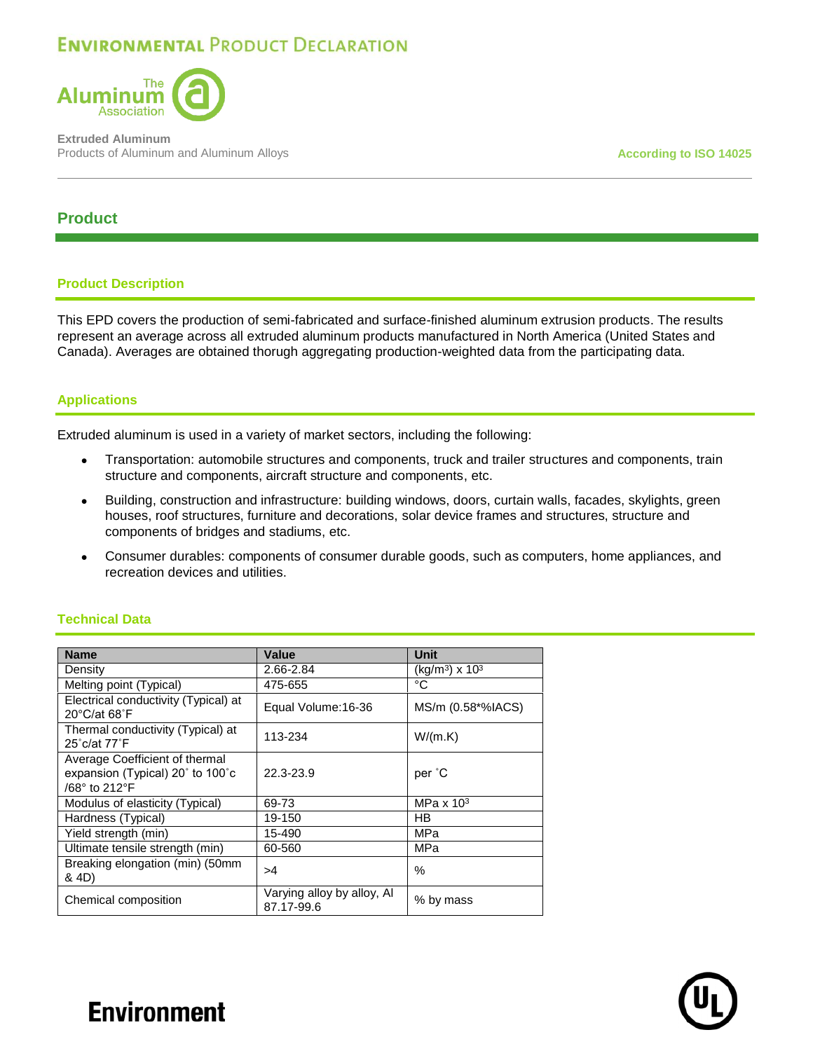## Product

### Product Description

This EPD covers the production of semi-fabricated and surface-finished aluminum extrusion products. The results represent an average across all extruded aluminum products manufactured in North America (United States and Canada). Averages are obtained thorough aggregating production-weighted data from the participating data.

### Applications

Extruded aluminum is used in a variety of market sectors, including the following:

- Transportation: automobile structures and components, truck and trailer structures and components, train structure and components, aircraft structure and components, etc.
- Building, construction and infrastructure: building windows, doors, curtain walls, facades, skylights, green houses, roof structures, furniture and decorations, solar device frames and structures, structure and components of bridges and stadiums, etc.
- Consumer durables: components of consumer durable goods, such as computers, home appliances, and recreation devices and utilities.

### Technical Data

| Name | Value | Unit |
|---|---|---|
| Density | 2.66-2.84 | $(kg/m^3) \times 10^3$ |
| Melting point (Typical) | 475-655 | °C |
| Electrical conductivity (Typical) at 20°C/at 68˚F | Equal Volume:16-36 | MS/m (0.58*%IACS) |
| Thermal conductivity (Typical) at 25˚c/at 77˚F | 113-234 | W/(m.K) |
| Average Coefficient of thermal expansion (Typical) 20˚ to 100˚c /68° to 212°F | 22.3-23.9 | per ˚C |
| Modulus of elasticity (Typical) | 69-73 | $MPa \times 10^3$ |
| Hardness (Typical) | 19-150 | HB |
| Yield strength (min) | 15-490 | MPa |
| Ultimate tensile strength (min) | 60-560 | MPa |
| Breaking elongation (min) (50mm & 4D) | >4 | % |
| Chemical composition | Varying alloy by alloy, Al 87.17-99.6 | % by mass |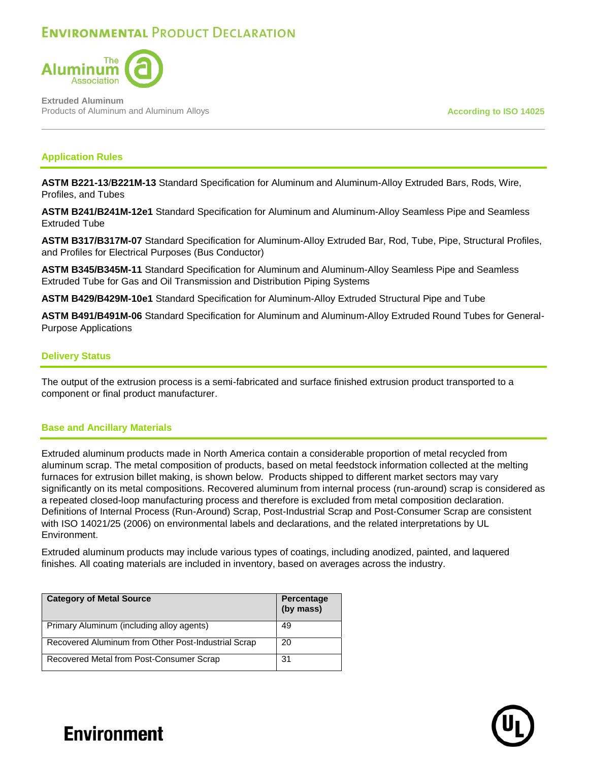## Application Rules

**ASTM B221-13/B221M-13** Standard Specification for Aluminum and Aluminum-Alloy Extruded Bars, Rods, Wire, Profiles, and Tubes

**ASTM B241/B241M-12e1** Standard Specification for Aluminum and Aluminum-Alloy Seamless Pipe and Seamless Extruded Tube

**ASTM B317/B317M-07** Standard Specification for Aluminum-Alloy Extruded Bar, Rod, Tube, Pipe, Structural Profiles, and Profiles for Electrical Purposes (Bus Conductor)

**ASTM B345/B345M-11** Standard Specification for Aluminum and Aluminum-Alloy Seamless Pipe and Seamless Extruded Tube for Gas and Oil Transmission and Distribution Piping Systems

**ASTM B429/B429M-10e1** Standard Specification for Aluminum-Alloy Extruded Structural Pipe and Tube

**ASTM B491/B491M-06** Standard Specification for Aluminum and Aluminum-Alloy Extruded Round Tubes for General-Purpose Applications

## Delivery Status

The output of the extrusion process is a semi-fabricated and surface finished extrusion product transported to a component or final product manufacturer.

## Base and Ancillary Materials

Extruded aluminum products made in North America contain a considerable proportion of metal recycled from aluminum scrap. The metal composition of products, based on metal feedstock information collected at the melting furnaces for extrusion billet making, is shown below. Products shipped to different market sectors may vary significantly on its metal compositions. Recovered aluminum from internal process (run-around) scrap is considered as a repeated closed-loop manufacturing process and therefore is excluded from metal composition declaration. Definitions of Internal Process (Run-Around) Scrap, Post-Industrial Scrap and Post-Consumer Scrap are consistent with ISO 14021/25 (2006) on environmental labels and declarations, and the related interpretations by UL Environment.

Extruded aluminum products may include various types of coatings, including anodized, painted, and laquered finishes. All coating materials are included in inventory, based on averages across the industry.

| Category of Metal Source | Percentage (by mass) |
|---|---|
| Primary Aluminum (including alloy agents) | 49 |
| Recovered Aluminum from Other Post-Industrial Scrap | 20 |
| Recovered Metal from Post-Consumer Scrap | 31 |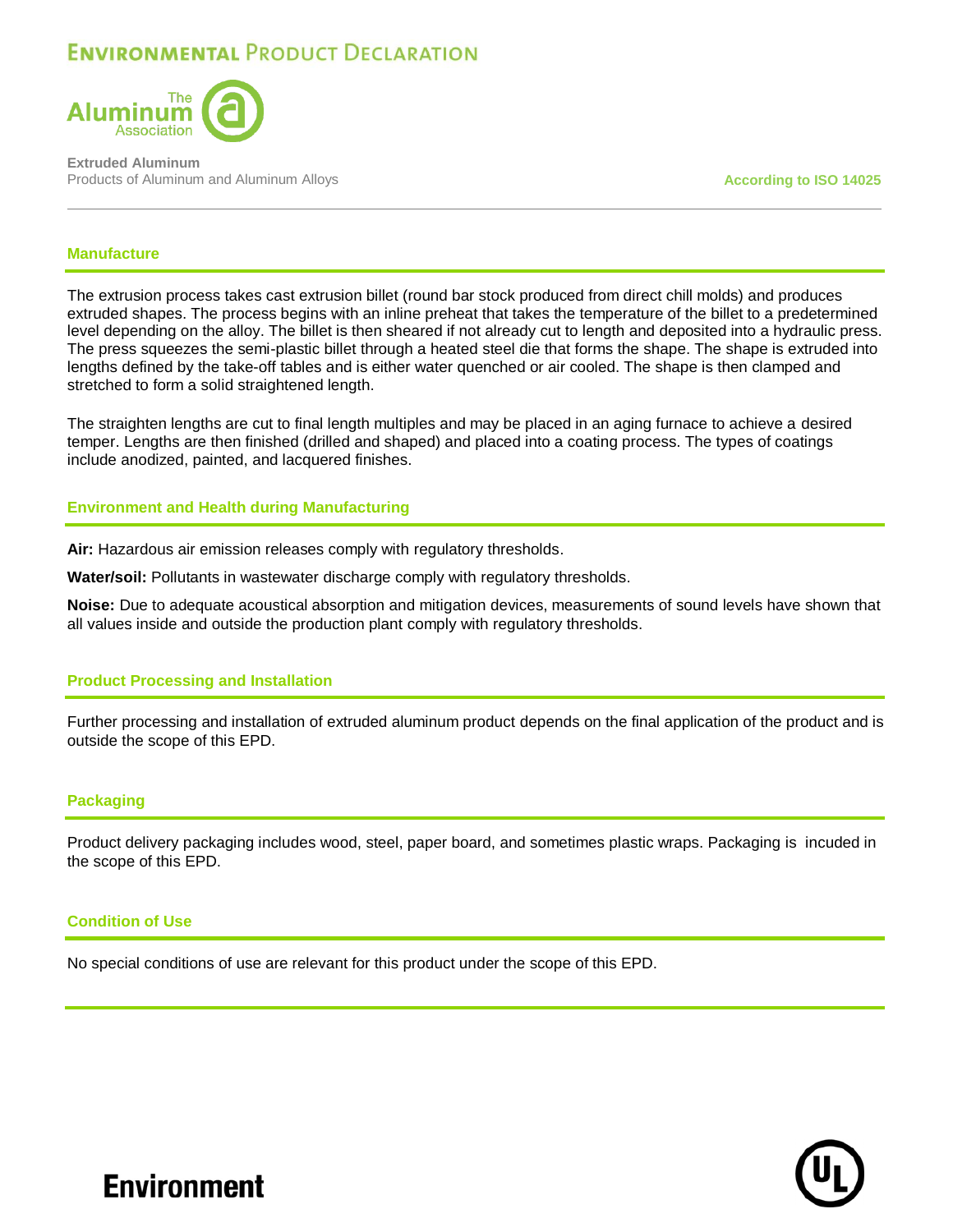## Manufacture

The extrusion process takes cast extrusion billet (round bar stock produced from direct chill molds) and produces extruded shapes. The process begins with an inline preheat that takes the temperature of the billet to a predetermined level depending on the alloy. The billet is then sheared if not already cut to length and deposited into a hydraulic press. The press squeezes the semi-plastic billet through a heated steel die that forms the shape. The shape is extruded into lengths defined by the take-off tables and is either water quenched or air cooled. The shape is then clamped and stretched to form a solid straightened length.

The straighten lengths are cut to final length multiples and may be placed in an aging furnace to achieve a desired temper. Lengths are then finished (drilled and shaped) and placed into a coating process. The types of coatings include anodized, painted, and lacquered finishes.

## Environment and Health during Manufacturing

**Air:** Hazardous air emission releases comply with regulatory thresholds.

**Water/soil:** Pollutants in wastewater discharge comply with regulatory thresholds.

**Noise:** Due to adequate acoustical absorption and mitigation devices, measurements of sound levels have shown that all values inside and outside the production plant comply with regulatory thresholds.

## Product Processing and Installation

Further processing and installation of extruded aluminum product depends on the final application of the product and is outside the scope of this EPD.

## Packaging

Product delivery packaging includes wood, steel, paper board, and sometimes plastic wraps. Packaging is incuded in the scope of this EPD.

## Condition of Use

No special conditions of use are relevant for this product under the scope of this EPD.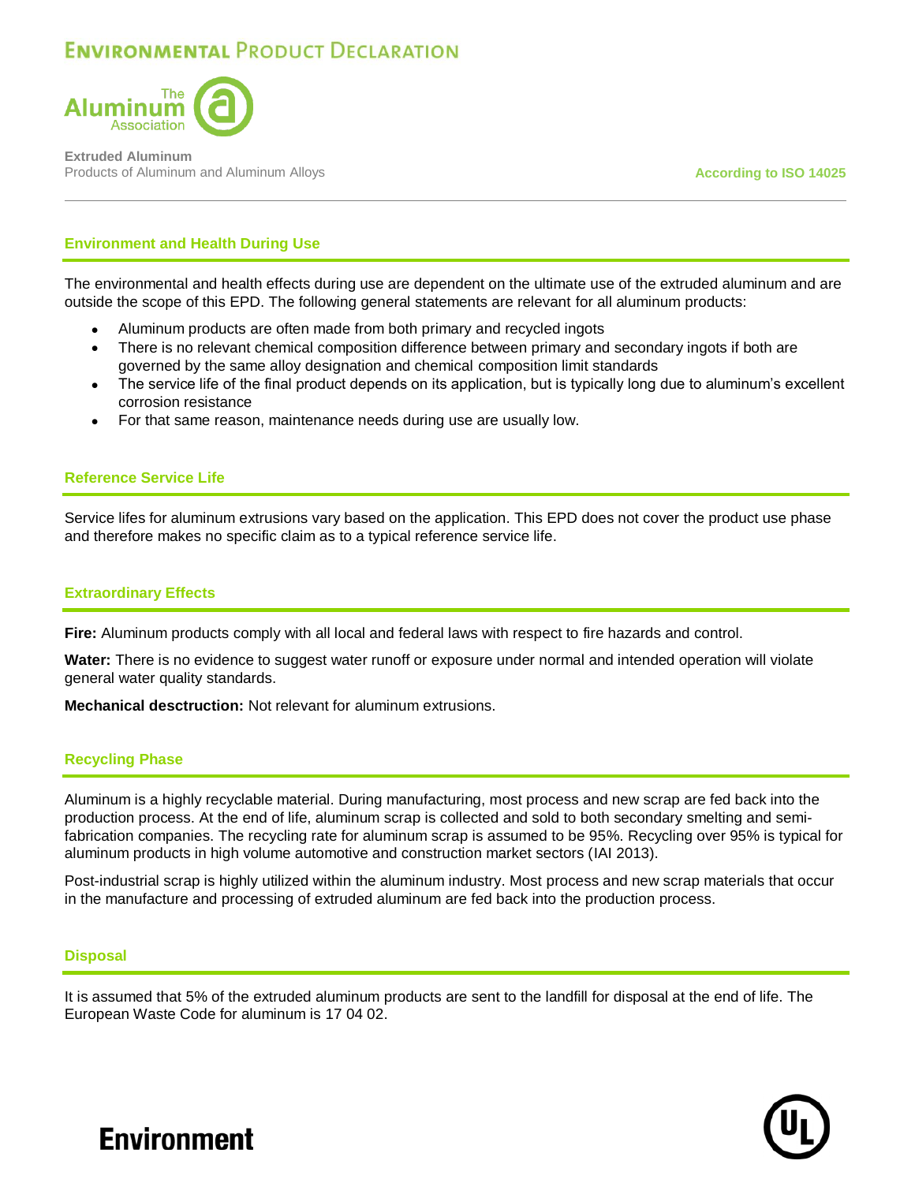## Environment and Health During Use

The environmental and health effects during use are dependent on the ultimate use of the extruded aluminum and are outside the scope of this EPD. The following general statements are relevant for all aluminum products:

- Aluminum products are often made from both primary and recycled ingots
- There is no relevant chemical composition difference between primary and secondary ingots if both are governed by the same alloy designation and chemical composition limit standards
- The service life of the final product depends on its application, but is typically long due to aluminum's excellent corrosion resistance
- For that same reason, maintenance needs during use are usually low.

## Reference Service Life

Service lifes for aluminum extrusions vary based on the application. This EPD does not cover the product use phase and therefore makes no specific claim as to a typical reference service life.

## Extraordinary Effects

**Fire:** Aluminum products comply with all local and federal laws with respect to fire hazards and control.

**Water:** There is no evidence to suggest water runoff or exposure under normal and intended operation will violate general water quality standards.

**Mechanical desctruction:** Not relevant for aluminum extrusions.

## Recycling Phase

Aluminum is a highly recyclable material. During manufacturing, most process and new scrap are fed back into the production process. At the end of life, aluminum scrap is collected and sold to both secondary smelting and semi-fabrication companies. The recycling rate for aluminum scrap is assumed to be 95%. Recycling over 95% is typical for aluminum products in high volume automotive and construction market sectors (IAI 2013).

Post-industrial scrap is highly utilized within the aluminum industry. Most process and new scrap materials that occur in the manufacture and processing of extruded aluminum are fed back into the production process.

## Disposal

It is assumed that 5% of the extruded aluminum products are sent to the landfill for disposal at the end of life. The European Waste Code for aluminum is 17 04 02.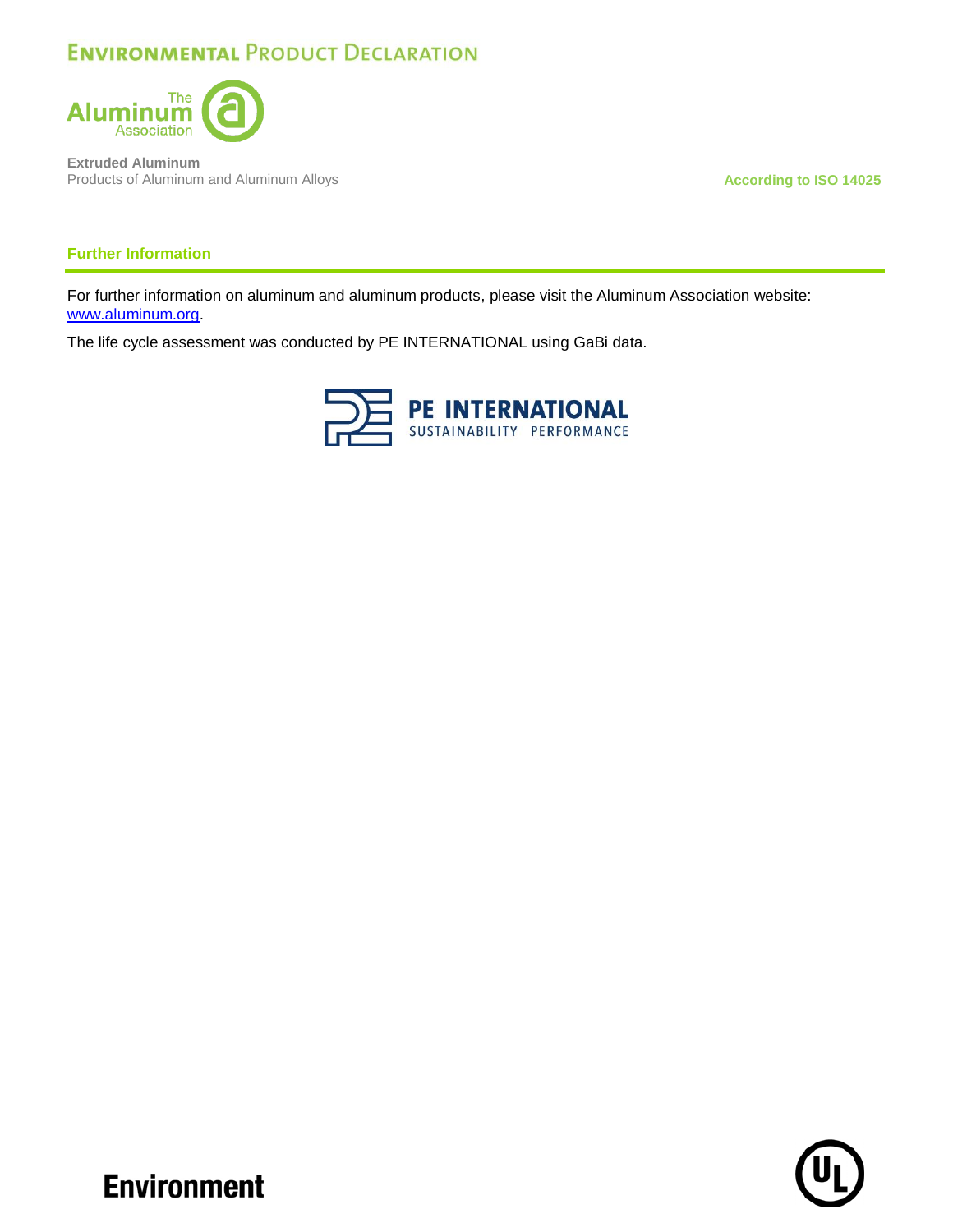## Further Information

For further information on aluminum and aluminum products, please visit the Aluminum Association website: [www.aluminum.org](http://www.aluminum.org).

The life cycle assessment was conducted by PE INTERNATIONAL using GaBi data.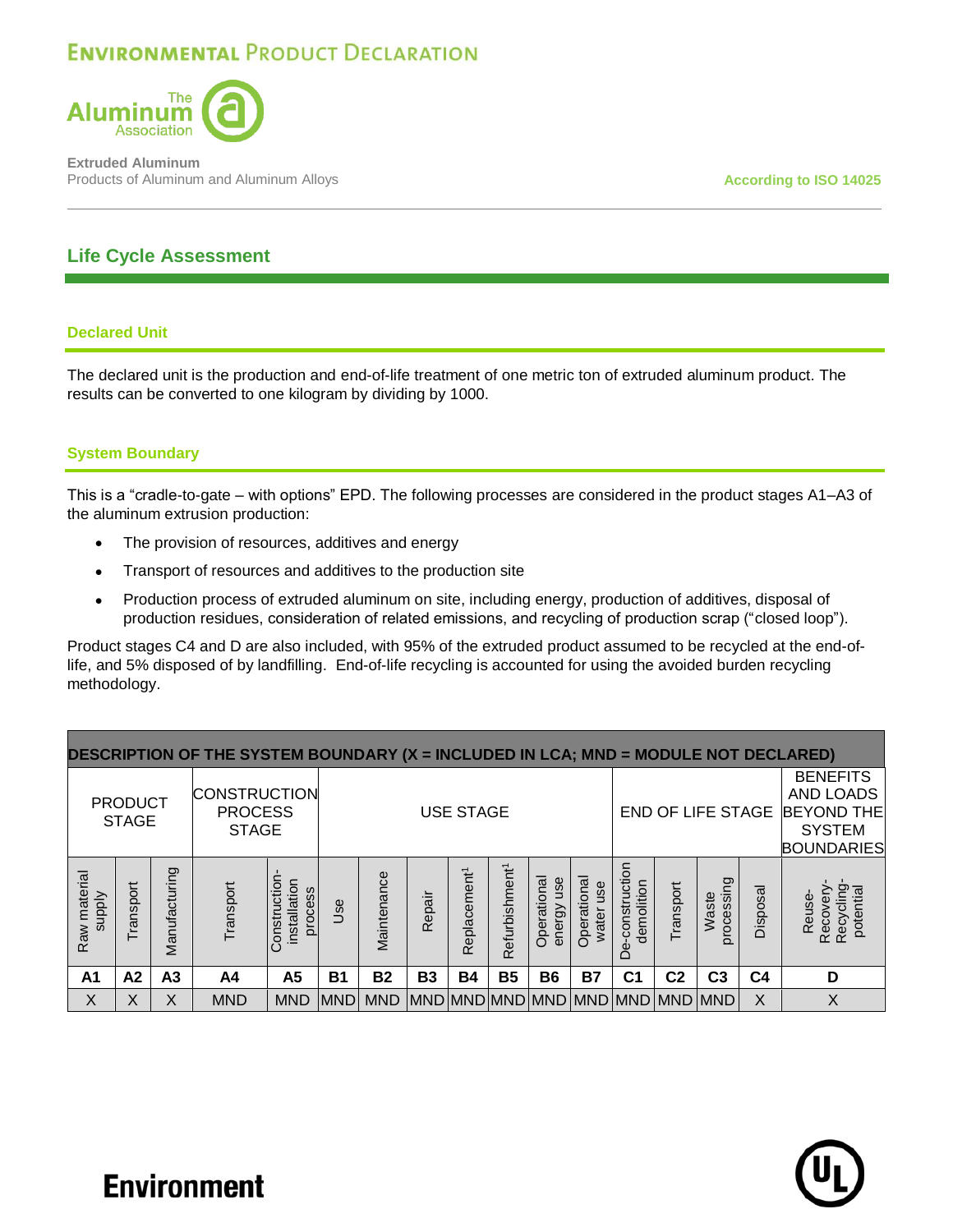## Life Cycle Assessment

### Declared Unit

The declared unit is the production and end-of-life treatment of one metric ton of extruded aluminum product. The results can be converted to one kilogram by dividing by 1000.

### System Boundary

This is a “cradle-to-gate – with options” EPD. The following processes are considered in the product stages A1–A3 of the aluminum extrusion production:

- The provision of resources, additives and energy
- Transport of resources and additives to the production site
- Production process of extruded aluminum on site, including energy, production of additives, disposal of production residues, consideration of related emissions, and recycling of production scrap (“closed loop”).

Product stages C4 and D are also included, with 95% of the extruded product assumed to be recycled at the end-of-life, and 5% disposed of by landfilling. End-of-life recycling is accounted for using the avoided burden recycling methodology.

| DESCRIPTION OF THE SYSTEM BOUNDARY (X = INCLUDED IN LCA; MND = MODULE NOT DECLARED) | | | | | | | | | | | | | | | | |
|---|---|---|---|---|---|---|---|---|---|---|---|---|---|---|---|---|
| PRODUCT STAGE | | | CONSTRUCTION PROCESS STAGE | | USE STAGE | | | | | | | END OF LIFE STAGE | | | | BENEFITS AND LOADS BEYOND THE SYSTEM BOUNDARIES |
| Raw material supply | Transport | Manufacturing | Transport | Construction-installation process | Use | Maintenance | Repair | Replacement[1] | Refurbishment[1] | Operational energy use | Operational water use | De-construction demolition | Transport | Waste processing | Disposal | Reuse-Recovery-Recycling-potential |
| **A1** | **A2** | **A3** | **A4** | **A5** | **B1** | **B2** | **B3** | **B4** | **B5** | **B6** | **B7** | **C1** | **C2** | **C3** | **C4** | **D** |
| X | X | X | MND | MND | MND | MND | MND | MND | MND | MND | MND | MND | MND | MND | X | X |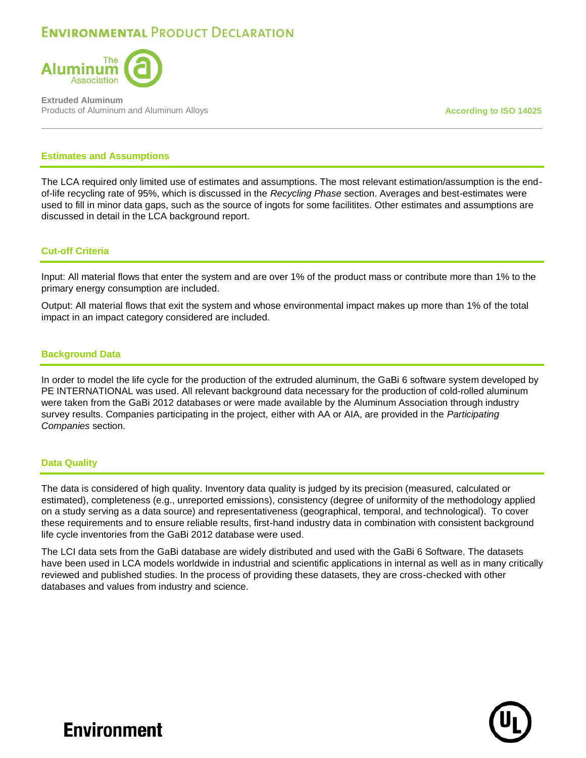## Estimates and Assumptions

The LCA required only limited use of estimates and assumptions. The most relevant estimation/assumption is the end-of-life recycling rate of 95%, which is discussed in the *Recycling Phase* section. Averages and best-estimates were used to fill in minor data gaps, such as the source of ingots for some facilitites. Other estimates and assumptions are discussed in detail in the LCA background report.

## Cut-off Criteria

Input: All material flows that enter the system and are over 1% of the product mass or contribute more than 1% to the primary energy consumption are included.

Output: All material flows that exit the system and whose environmental impact makes up more than 1% of the total impact in an impact category considered are included.

## Background Data

In order to model the life cycle for the production of the extruded aluminum, the GaBi 6 software system developed by PE INTERNATIONAL was used. All relevant background data necessary for the production of cold-rolled aluminum were taken from the GaBi 2012 databases or were made available by the Aluminum Association through industry survey results. Companies participating in the project, either with AA or AIA, are provided in the *Participating Companies* section.

## Data Quality

The data is considered of high quality. Inventory data quality is judged by its precision (measured, calculated or estimated), completeness (e.g., unreported emissions), consistency (degree of uniformity of the methodology applied on a study serving as a data source) and representativeness (geographical, temporal, and technological). To cover these requirements and to ensure reliable results, first-hand industry data in combination with consistent background life cycle inventories from the GaBi 2012 database were used.

The LCI data sets from the GaBi database are widely distributed and used with the GaBi 6 Software. The datasets have been used in LCA models worldwide in industrial and scientific applications in internal as well as in many critically reviewed and published studies. In the process of providing these datasets, they are cross-checked with other databases and values from industry and science.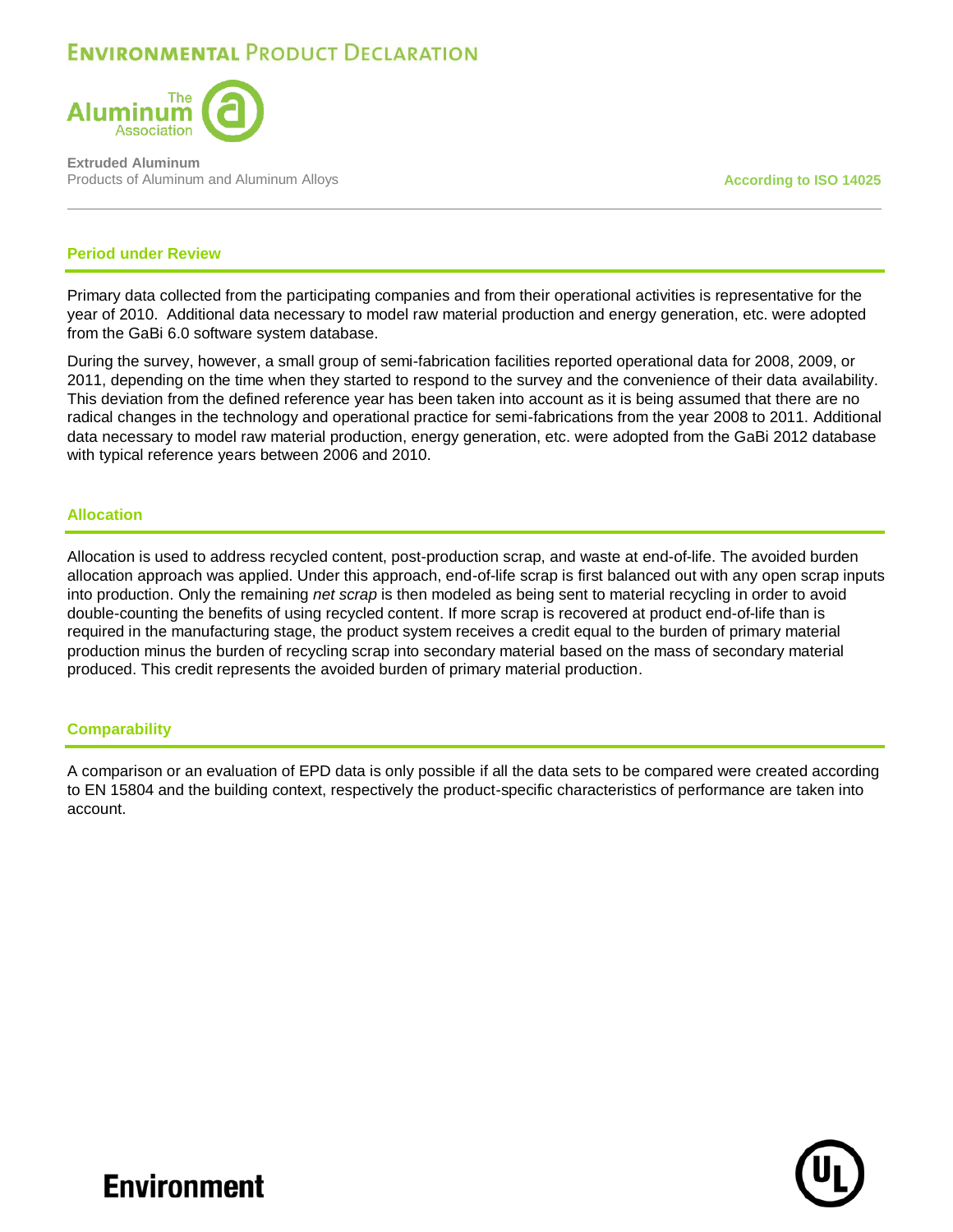## Period under Review

Primary data collected from the participating companies and from their operational activities is representative for the year of 2010. Additional data necessary to model raw material production and energy generation, etc. were adopted from the GaBi 6.0 software system database.

During the survey, however, a small group of semi-fabrication facilities reported operational data for 2008, 2009, or 2011, depending on the time when they started to respond to the survey and the convenience of their data availability. This deviation from the defined reference year has been taken into account as it is being assumed that there are no radical changes in the technology and operational practice for semi-fabrications from the year 2008 to 2011. Additional data necessary to model raw material production, energy generation, etc. were adopted from the GaBi 2012 database with typical reference years between 2006 and 2010.

## Allocation

Allocation is used to address recycled content, post-production scrap, and waste at end-of-life. The avoided burden allocation approach was applied. Under this approach, end-of-life scrap is first balanced out with any open scrap inputs into production. Only the remaining *net scrap* is then modeled as being sent to material recycling in order to avoid double-counting the benefits of using recycled content. If more scrap is recovered at product end-of-life than is required in the manufacturing stage, the product system receives a credit equal to the burden of primary material production minus the burden of recycling scrap into secondary material based on the mass of secondary material produced. This credit represents the avoided burden of primary material production.

## Comparability

A comparison or an evaluation of EPD data is only possible if all the data sets to be compared were created according to EN 15804 and the building context, respectively the product-specific characteristics of performance are taken into account.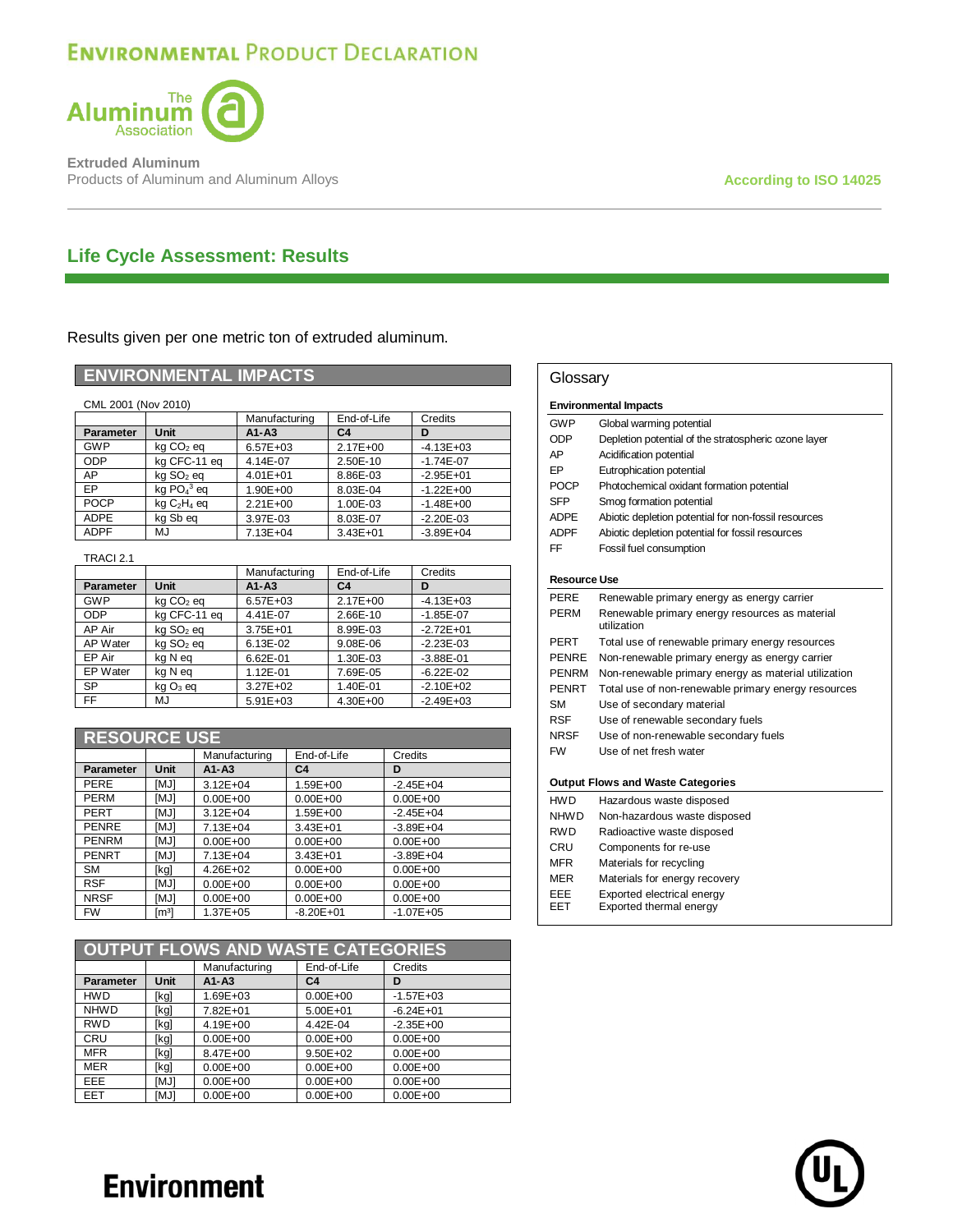# Environmental Product Declaration

Extruded Aluminum
Products of Aluminum and Aluminum Alloys

According to ISO 14025

## Life Cycle Assessment: Results

Results given per one metric ton of extruded aluminum.

### ENVIRONMENTAL IMPACTS

CML 2001 (Nov 2010)

| | | Manufacturing | End-of-Life | Credits |
|---|---|---|---|---|
| **Parameter** | **Unit** | **A1-A3** | **C4** | **D** |
| GWP | kg $CO_2$ eq | 6.57E+03 | 2.17E+00 | -4.13E+03 |
| ODP | kg CFC-11 eq | 4.14E-07 | 2.50E-10 | -1.74E-07 |
| AP | kg $SO_2$ eq | 4.01E+01 | 8.86E-03 | -2.95E+01 |
| EP | kg $PO_4^{3}$ eq | 1.90E+00 | 8.03E-04 | -1.22E+00 |
| POCP | kg $C_2H_4$ eq | 2.21E+00 | 1.00E-03 | -1.48E+00 |
| ADPE | kg Sb eq | 3.97E-03 | 8.03E-07 | -2.20E-03 |
| ADPF | MJ | 7.13E+04 | 3.43E+01 | -3.89E+04 |

TRACI 2.1

| | | Manufacturing | End-of-Life | Credits |
|---|---|---|---|---|
| **Parameter** | **Unit** | **A1-A3** | **C4** | **D** |
| GWP | kg $CO_2$ eq | 6.57E+03 | 2.17E+00 | -4.13E+03 |
| ODP | kg CFC-11 eq | 4.41E-07 | 2.66E-10 | -1.85E-07 |
| AP Air | kg $SO_2$ eq | 3.75E+01 | 8.99E-03 | -2.72E+01 |
| AP Water | kg $SO_2$ eq | 6.13E-02 | 9.08E-06 | -2.23E-03 |
| EP Air | kg N eq | 6.62E-01 | 1.30E-03 | -3.88E-01 |
| EP Water | kg N eq | 1.12E-01 | 7.69E-05 | -6.22E-02 |
| SP | kg $O_3$ eq | 3.27E+02 | 1.40E-01 | -2.10E+02 |
| FF | MJ | 5.91E+03 | 4.30E+00 | -2.49E+03 |

### RESOURCE USE

| | | Manufacturing | End-of-Life | Credits |
|---|---|---|---|---|
| **Parameter** | **Unit** | **A1-A3** | **C4** | **D** |
| PERE | [MJ] | 3.12E+04 | 1.59E+00 | -2.45E+04 |
| PERM | [MJ] | 0.00E+00 | 0.00E+00 | 0.00E+00 |
| PERT | [MJ] | 3.12E+04 | 1.59E+00 | -2.45E+04 |
| PENRE | [MJ] | 7.13E+04 | 3.43E+01 | -3.89E+04 |
| PENRM | [MJ] | 0.00E+00 | 0.00E+00 | 0.00E+00 |
| PENRT | [MJ] | 7.13E+04 | 3.43E+01 | -3.89E+04 |
| SM | [kg] | 4.26E+02 | 0.00E+00 | 0.00E+00 |
| RSF | [MJ] | 0.00E+00 | 0.00E+00 | 0.00E+00 |
| NRSF | [MJ] | 0.00E+00 | 0.00E+00 | 0.00E+00 |
| FW | [$m^3$] | 1.37E+05 | -8.20E+01 | -1.07E+05 |

### OUTPUT FLOWS AND WASTE CATEGORIES

| | | Manufacturing | End-of-Life | Credits |
|---|---|---|---|---|
| **Parameter** | **Unit** | **A1-A3** | **C4** | **D** |
| HWD | [kg] | 1.69E+03 | 0.00E+00 | -1.57E+03 |
| NHWD | [kg] | 7.82E+01 | 5.00E+01 | -6.24E+01 |
| RWD | [kg] | 4.19E+00 | 4.42E-04 | -2.35E+00 |
| CRU | [kg] | 0.00E+00 | 0.00E+00 | 0.00E+00 |
| MFR | [kg] | 8.47E+00 | 9.50E+02 | 0.00E+00 |
| MER | [kg] | 0.00E+00 | 0.00E+00 | 0.00E+00 |
| EEE | [MJ] | 0.00E+00 | 0.00E+00 | 0.00E+00 |
| EET | [MJ] | 0.00E+00 | 0.00E+00 | 0.00E+00 |

### Glossary

**Environmental Impacts**

| | |
|---|---|
| GWP | Global warming potential |
| ODP | Depletion potential of the stratospheric ozone layer |
| AP | Acidification potential |
| EP | Eutrophication potential |
| POCP | Photochemical oxidant formation potential |
| SFP | Smog formation potential |
| ADPE | Abiotic depletion potential for non-fossil resources |
| ADPF | Abiotic depletion potential for fossil resources |
| FF | Fossil fuel consumption |

**Resource Use**

| | |
|---|---|
| PERE | Renewable primary energy as energy carrier |
| PERM | Renewable primary energy resources as material utilization |
| PERT | Total use of renewable primary energy resources |
| PENRE | Non-renewable primary energy as energy carrier |
| PENRM | Non-renewable primary energy as material utilization |
| PENRT | Total use of non-renewable primary energy resources |
| SM | Use of secondary material |
| RSF | Use of renewable secondary fuels |
| NRSF | Use of non-renewable secondary fuels |
| FW | Use of net fresh water |

**Output Flows and Waste Categories**

| | |
|---|---|
| HWD | Hazardous waste disposed |
| NHWD | Non-hazardous waste disposed |
| RWD | Radioactive waste disposed |
| CRU | Components for re-use |
| MFR | Materials for recycling |
| MER | Materials for energy recovery |
| EEE | Exported electrical energy |
| EET | Exported thermal energy |

Environment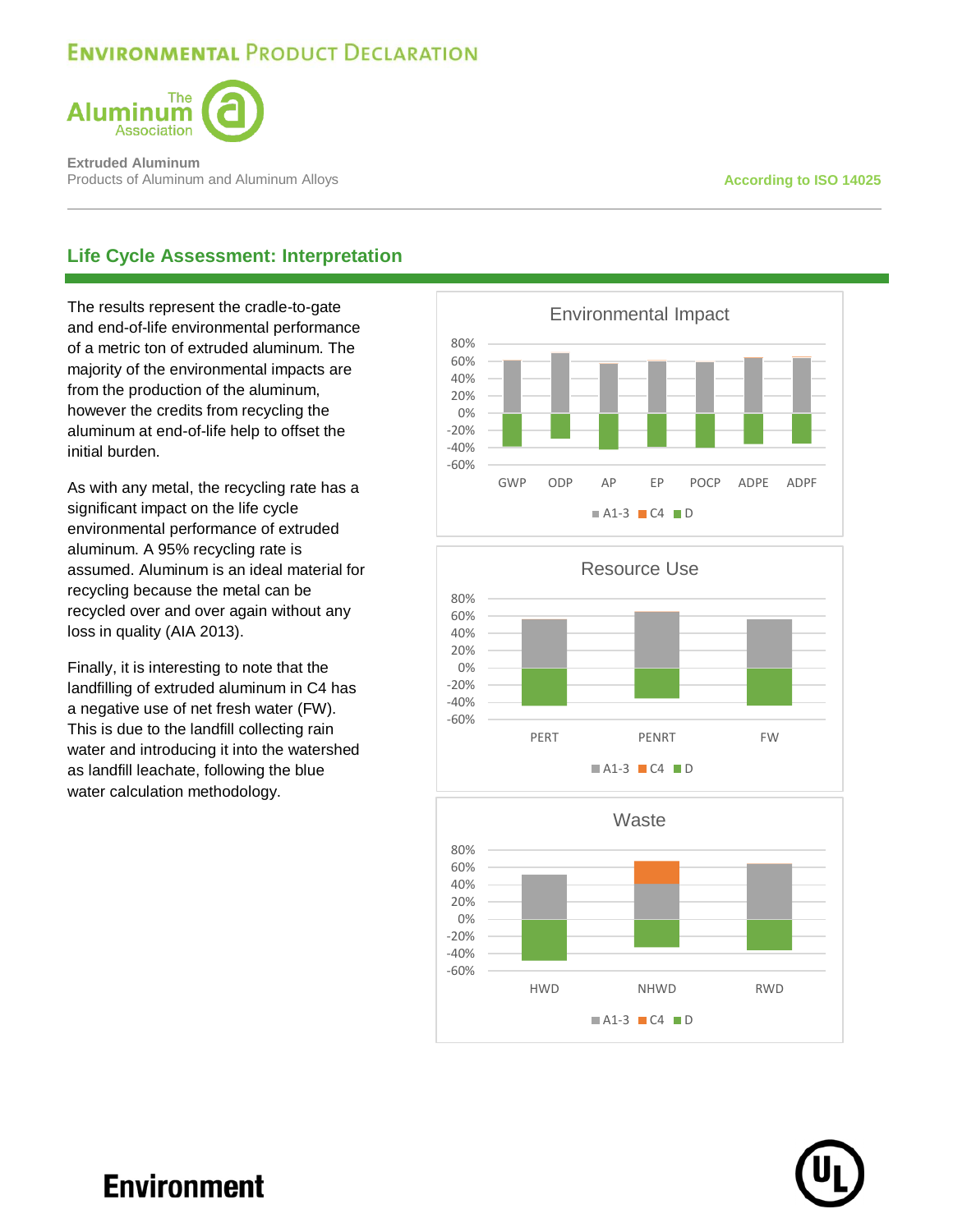## Life Cycle Assessment: Interpretation

The results represent the cradle-to-gate and end-of-life environmental performance of a metric ton of extruded aluminum. The majority of the environmental impacts are from the production of the aluminum, however the credits from recycling the aluminum at end-of-life help to offset the initial burden.

As with any metal, the recycling rate has a significant impact on the life cycle environmental performance of extruded aluminum. A 95% recycling rate is assumed. Aluminum is an ideal material for recycling because the metal can be recycled over and over again without any loss in quality (AIA 2013).

Finally, it is interesting to note that the landfilling of extruded aluminum in C4 has a negative use of net fresh water (FW). This is due to the landfill collecting rain water and introducing it into the watershed as landfill leachate, following the blue water calculation methodology.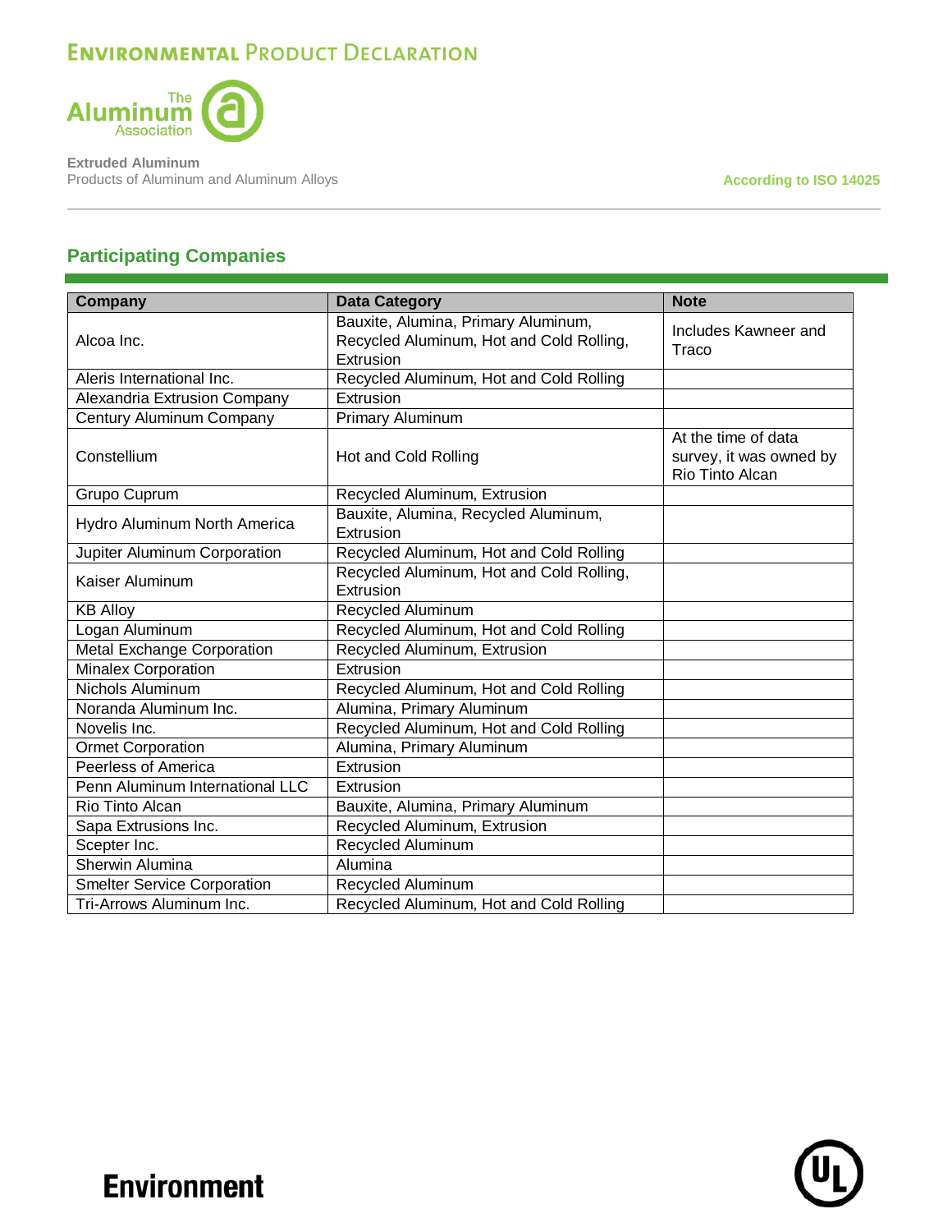## Participating Companies

| Company | Data Category | Note |
|---|---|---|
| Alcoa Inc. | Bauxite, Alumina, Primary Aluminum, Recycled Aluminum, Hot and Cold Rolling, Extrusion | Includes Kawneer and Traco |
| Aleris International Inc. | Recycled Aluminum, Hot and Cold Rolling | |
| Alexandria Extrusion Company | Extrusion | |
| Century Aluminum Company | Primary Aluminum | |
| Constellium | Hot and Cold Rolling | At the time of data survey, it was owned by Rio Tinto Alcan |
| Grupo Cuprum | Recycled Aluminum, Extrusion | |
| Hydro Aluminum North America | Bauxite, Alumina, Recycled Aluminum, Extrusion | |
| Jupiter Aluminum Corporation | Recycled Aluminum, Hot and Cold Rolling | |
| Kaiser Aluminum | Recycled Aluminum, Hot and Cold Rolling, Extrusion | |
| KB Alloy | Recycled Aluminum | |
| Logan Aluminum | Recycled Aluminum, Hot and Cold Rolling | |
| Metal Exchange Corporation | Recycled Aluminum, Extrusion | |
| Minalex Corporation | Extrusion | |
| Nichols Aluminum | Recycled Aluminum, Hot and Cold Rolling | |
| Noranda Aluminum Inc. | Alumina, Primary Aluminum | |
| Novelis Inc. | Recycled Aluminum, Hot and Cold Rolling | |
| Ormet Corporation | Alumina, Primary Aluminum | |
| Peerless of America | Extrusion | |
| Penn Aluminum International LLC | Extrusion | |
| Rio Tinto Alcan | Bauxite, Alumina, Primary Aluminum | |
| Sapa Extrusions Inc. | Recycled Aluminum, Extrusion | |
| Scepter Inc. | Recycled Aluminum | |
| Sherwin Alumina | Alumina | |
| Smelter Service Corporation | Recycled Aluminum | |
| Tri-Arrows Aluminum Inc. | Recycled Aluminum, Hot and Cold Rolling | |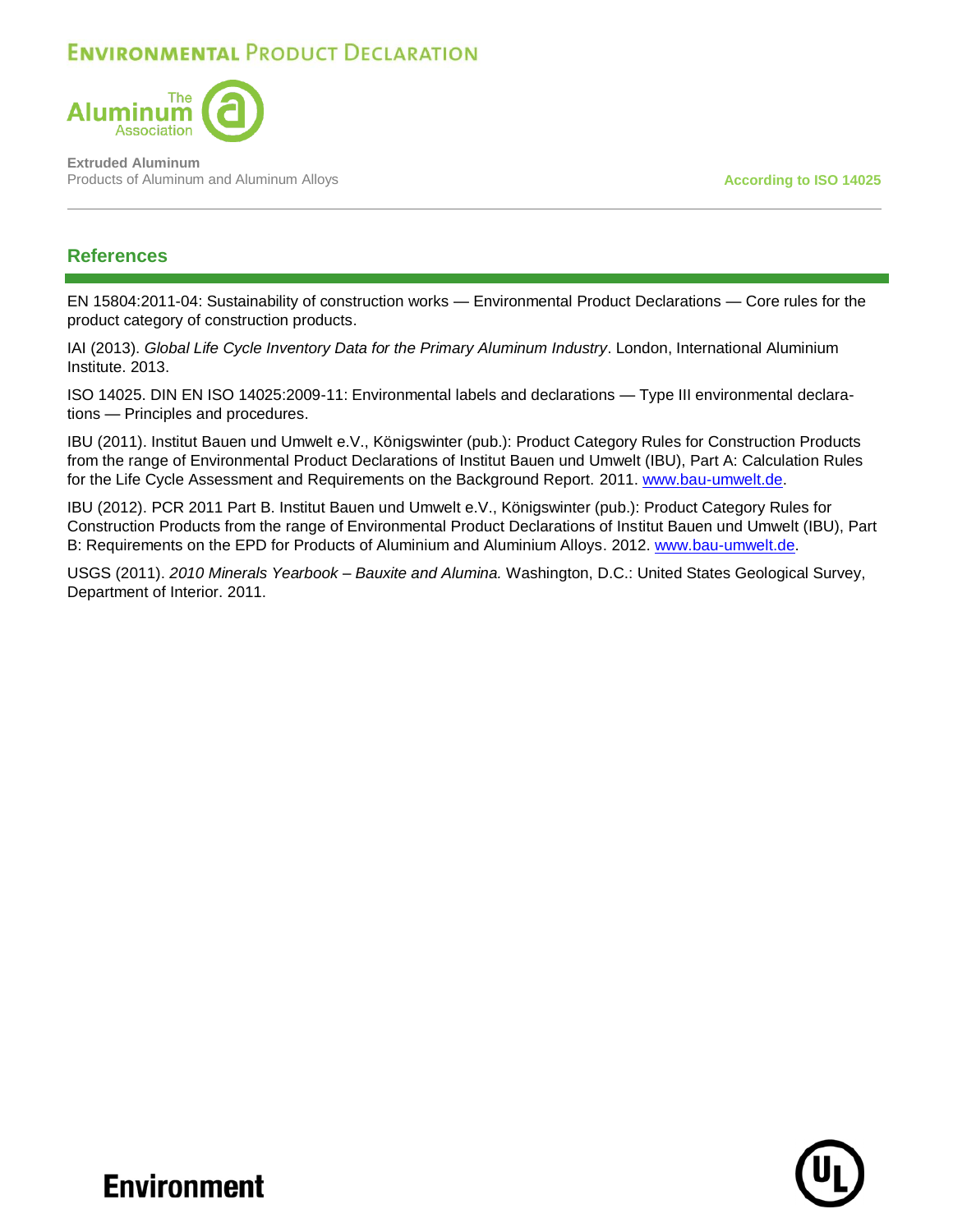## References

EN 15804:2011-04: Sustainability of construction works — Environmental Product Declarations — Core rules for the product category of construction products.

IAI (2013). *Global Life Cycle Inventory Data for the Primary Aluminum Industry*. London, International Aluminium Institute. 2013.

ISO 14025. DIN EN ISO 14025:2009-11: Environmental labels and declarations — Type III environmental declarations — Principles and procedures.

IBU (2011). Institut Bauen und Umwelt e.V., Königswinter (pub.): Product Category Rules for Construction Products from the range of Environmental Product Declarations of Institut Bauen und Umwelt (IBU), Part A: Calculation Rules for the Life Cycle Assessment and Requirements on the Background Report. 2011. www.bau-umwelt.de.

IBU (2012). PCR 2011 Part B. Institut Bauen und Umwelt e.V., Königswinter (pub.): Product Category Rules for Construction Products from the range of Environmental Product Declarations of Institut Bauen und Umwelt (IBU), Part B: Requirements on the EPD for Products of Aluminium and Aluminium Alloys. 2012. www.bau-umwelt.de.

USGS (2011). *2010 Minerals Yearbook – Bauxite and Alumina.* Washington, D.C.: United States Geological Survey, Department of Interior. 2011.